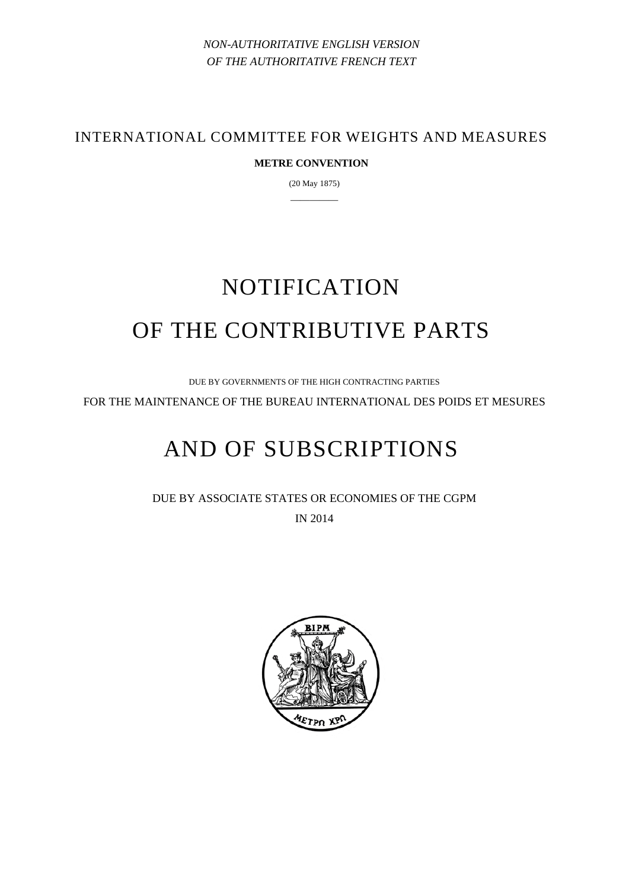*NON-AUTHORITATIVE ENGLISH VERSION*
*OF THE AUTHORITATIVE FRENCH TEXT*

INTERNATIONAL COMMITTEE FOR WEIGHTS AND MEASURES

**METRE CONVENTION**

(20 May 1875)

# NOTIFICATION
# OF THE CONTRIBUTIVE PARTS

DUE BY GOVERNMENTS OF THE HIGH CONTRACTING PARTIES

FOR THE MAINTENANCE OF THE BUREAU INTERNATIONAL DES POIDS ET MESURES

# AND OF SUBSCRIPTIONS

DUE BY ASSOCIATE STATES OR ECONOMIES OF THE CGPM

IN 2014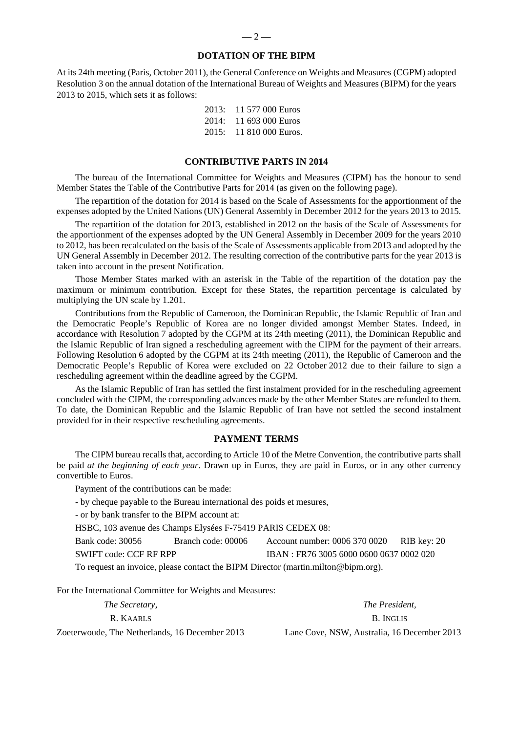## DOTATION OF THE BIPM

At its 24th meeting (Paris, October 2011), the General Conference on Weights and Measures (CGPM) adopted Resolution 3 on the annual dotation of the International Bureau of Weights and Measures (BIPM) for the years 2013 to 2015, which sets it as follows:

2013: 11 577 000 Euros
2014: 11 693 000 Euros
2015: 11 810 000 Euros.

## CONTRIBUTIVE PARTS IN 2014

The bureau of the International Committee for Weights and Measures (CIPM) has the honour to send Member States the Table of the Contributive Parts for 2014 (as given on the following page).

The repartition of the dotation for 2014 is based on the Scale of Assessments for the apportionment of the expenses adopted by the United Nations (UN) General Assembly in December 2012 for the years 2013 to 2015.

The repartition of the dotation for 2013, established in 2012 on the basis of the Scale of Assessments for the apportionment of the expenses adopted by the UN General Assembly in December 2009 for the years 2010 to 2012, has been recalculated on the basis of the Scale of Assessments applicable from 2013 and adopted by the UN General Assembly in December 2012. The resulting correction of the contributive parts for the year 2013 is taken into account in the present Notification.

Those Member States marked with an asterisk in the Table of the repartition of the dotation pay the maximum or minimum contribution. Except for these States, the repartition percentage is calculated by multiplying the UN scale by 1.201.

Contributions from the Republic of Cameroon, the Dominican Republic, the Islamic Republic of Iran and the Democratic People's Republic of Korea are no longer divided amongst Member States. Indeed, in accordance with Resolution 7 adopted by the CGPM at its 24th meeting (2011), the Dominican Republic and the Islamic Republic of Iran signed a rescheduling agreement with the CIPM for the payment of their arrears. Following Resolution 6 adopted by the CGPM at its 24th meeting (2011), the Republic of Cameroon and the Democratic People's Republic of Korea were excluded on 22 October 2012 due to their failure to sign a rescheduling agreement within the deadline agreed by the CGPM.

As the Islamic Republic of Iran has settled the first instalment provided for in the rescheduling agreement concluded with the CIPM, the corresponding advances made by the other Member States are refunded to them. To date, the Dominican Republic and the Islamic Republic of Iran have not settled the second instalment provided for in their respective rescheduling agreements.

## PAYMENT TERMS

The CIPM bureau recalls that, according to Article 10 of the Metre Convention, the contributive parts shall be paid *at the beginning of each year*. Drawn up in Euros, they are paid in Euros, or in any other currency convertible to Euros.

Payment of the contributions can be made:

- by cheque payable to the Bureau international des poids et mesures,

- or by bank transfer to the BIPM account at:

HSBC, 103 avenue des Champs Elysées F-75419 PARIS CEDEX 08:

Bank code: 30056 Branch code: 00006 Account number: 0006 370 0020 RIB key: 20

SWIFT code: CCF RF RPP IBAN : FR76 3005 6000 0600 0637 0002 020

To request an invoice, please contact the BIPM Director (martin.milton@bipm.org).

For the International Committee for Weights and Measures:

*The Secretary*,
R. Kaarls
Zoeterwoude, The Netherlands, 16 December 2013

*The President*,
B. Inglis
Lane Cove, NSW, Australia, 16 December 2013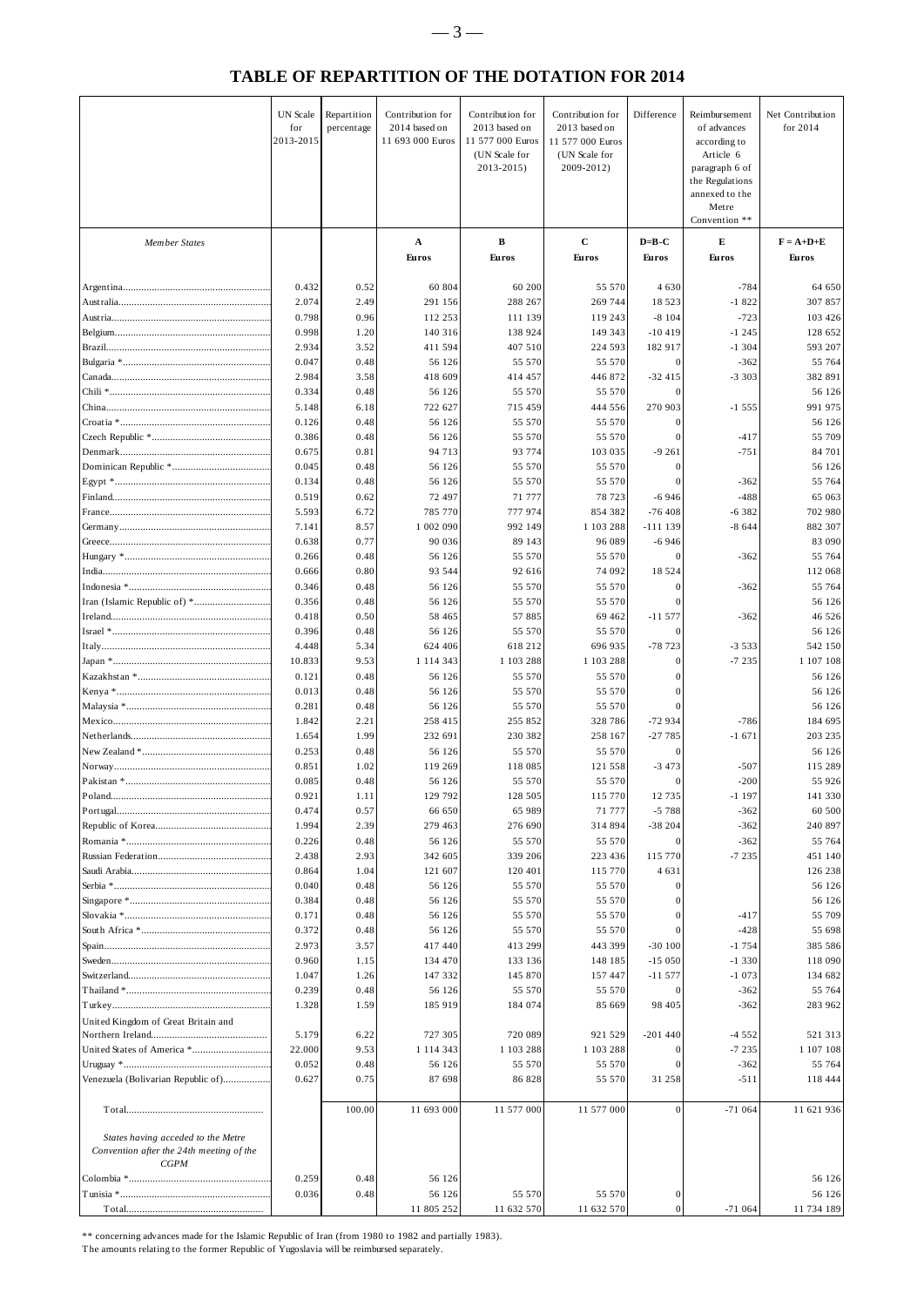# TABLE OF REPARTITION OF THE DOTATION FOR 2014

| | UN Scale for 2013-2015 | Repartition percentage | Contribution for 2014 based on 11 693 000 Euros | Contribution for 2013 based on 11 577 000 Euros (UN Scale for 2013-2015) | Contribution for 2013 based on 11 577 000 Euros (UN Scale for 2009-2012) | Difference | Reimbursement of advances according to Article 6 paragraph 6 of the Regulations annexed to the Metre Convention ** | Net Contribution for 2014 |
|---|---|---|---|---|---|---|---|---|
| *Member States* | | | **A** | **B** | **C** | **D=B-C** | **E** | **F = A+D+E** |
| | | | **Euros** | **Euros** | **Euros** | **Euros** | **Euros** | **Euros** |
| Argentina | 0.432 | 0.52 | 60 804 | 60 200 | 55 570 | 4 630 | -784 | 64 650 |
| Australia | 2.074 | 2.49 | 291 156 | 288 267 | 269 744 | 18 523 | -1 822 | 307 857 |
| Austria | 0.798 | 0.96 | 112 253 | 111 139 | 119 243 | -8 104 | -723 | 103 426 |
| Belgium | 0.998 | 1.20 | 140 316 | 138 924 | 149 343 | -10 419 | -1 245 | 128 652 |
| Brazil | 2.934 | 3.52 | 411 594 | 407 510 | 224 593 | 182 917 | -1 304 | 593 207 |
| Bulgaria * | 0.047 | 0.48 | 56 126 | 55 570 | 55 570 | 0 | -362 | 55 764 |
| Canada | 2.984 | 3.58 | 418 609 | 414 457 | 446 872 | -32 415 | -3 303 | 382 891 |
| Chili * | 0.334 | 0.48 | 56 126 | 55 570 | 55 570 | 0 | | 56 126 |
| China | 5.148 | 6.18 | 722 627 | 715 459 | 444 556 | 270 903 | -1 555 | 991 975 |
| Croatia * | 0.126 | 0.48 | 56 126 | 55 570 | 55 570 | 0 | | 56 126 |
| Czech Republic * | 0.386 | 0.48 | 56 126 | 55 570 | 55 570 | 0 | -417 | 55 709 |
| Denmark | 0.675 | 0.81 | 94 713 | 93 774 | 103 035 | -9 261 | -751 | 84 701 |
| Dominican Republic * | 0.045 | 0.48 | 56 126 | 55 570 | 55 570 | 0 | | 56 126 |
| Egypt * | 0.134 | 0.48 | 56 126 | 55 570 | 55 570 | 0 | -362 | 55 764 |
| Finland | 0.519 | 0.62 | 72 497 | 71 777 | 78 723 | -6 946 | -488 | 65 063 |
| France | 5.593 | 6.72 | 785 770 | 777 974 | 854 382 | -76 408 | -6 382 | 702 980 |
| Germany | 7.141 | 8.57 | 1 002 090 | 992 149 | 1 103 288 | -111 139 | -8 644 | 882 307 |
| Greece | 0.638 | 0.77 | 90 036 | 89 143 | 96 089 | -6 946 | | 83 090 |
| Hungary * | 0.266 | 0.48 | 56 126 | 55 570 | 55 570 | 0 | -362 | 55 764 |
| India | 0.666 | 0.80 | 93 544 | 92 616 | 74 092 | 18 524 | | 112 068 |
| Indonesia * | 0.346 | 0.48 | 56 126 | 55 570 | 55 570 | 0 | -362 | 55 764 |
| Iran (Islamic Republic of) * | 0.356 | 0.48 | 56 126 | 55 570 | 55 570 | 0 | | 56 126 |
| Ireland | 0.418 | 0.50 | 58 465 | 57 885 | 69 462 | -11 577 | -362 | 46 526 |
| Israel * | 0.396 | 0.48 | 56 126 | 55 570 | 55 570 | 0 | | 56 126 |
| Italy | 4.448 | 5.34 | 624 406 | 618 212 | 696 935 | -78 723 | -3 533 | 542 150 |
| Japan * | 10.833 | 9.53 | 1 114 343 | 1 103 288 | 1 103 288 | 0 | -7 235 | 1 107 108 |
| Kazakhstan * | 0.121 | 0.48 | 56 126 | 55 570 | 55 570 | 0 | | 56 126 |
| Kenya * | 0.013 | 0.48 | 56 126 | 55 570 | 55 570 | 0 | | 56 126 |
| Malaysia * | 0.281 | 0.48 | 56 126 | 55 570 | 55 570 | 0 | | 56 126 |
| Mexico | 1.842 | 2.21 | 258 415 | 255 852 | 328 786 | -72 934 | -786 | 184 695 |
| Netherlands | 1.654 | 1.99 | 232 691 | 230 382 | 258 167 | -27 785 | -1 671 | 203 235 |
| New Zealand * | 0.253 | 0.48 | 56 126 | 55 570 | 55 570 | 0 | | 56 126 |
| Norway | 0.851 | 1.02 | 119 269 | 118 085 | 121 558 | -3 473 | -507 | 115 289 |
| Pakistan * | 0.085 | 0.48 | 56 126 | 55 570 | 55 570 | 0 | -200 | 55 926 |
| Poland | 0.921 | 1.11 | 129 792 | 128 505 | 115 770 | 12 735 | -1 197 | 141 330 |
| Portugal | 0.474 | 0.57 | 66 650 | 65 989 | 71 777 | -5 788 | -362 | 60 500 |
| Republic of Korea | 1.994 | 2.39 | 279 463 | 276 690 | 314 894 | -38 204 | -362 | 240 897 |
| Romania * | 0.226 | 0.48 | 56 126 | 55 570 | 55 570 | 0 | -362 | 55 764 |
| Russian Federation | 2.438 | 2.93 | 342 605 | 339 206 | 223 436 | 115 770 | -7 235 | 451 140 |
| Saudi Arabia | 0.864 | 1.04 | 121 607 | 120 401 | 115 770 | 4 631 | | 126 238 |
| Serbia * | 0.040 | 0.48 | 56 126 | 55 570 | 55 570 | 0 | | 56 126 |
| Singapore * | 0.384 | 0.48 | 56 126 | 55 570 | 55 570 | 0 | | 56 126 |
| Slovakia * | 0.171 | 0.48 | 56 126 | 55 570 | 55 570 | 0 | -417 | 55 709 |
| South Africa * | 0.372 | 0.48 | 56 126 | 55 570 | 55 570 | 0 | -428 | 55 698 |
| Spain | 2.973 | 3.57 | 417 440 | 413 299 | 443 399 | -30 100 | -1 754 | 385 586 |
| Sweden | 0.960 | 1.15 | 134 470 | 133 136 | 148 185 | -15 050 | -1 330 | 118 090 |
| Switzerland | 1.047 | 1.26 | 147 332 | 145 870 | 157 447 | -11 577 | -1 073 | 134 682 |
| Thailand * | 0.239 | 0.48 | 56 126 | 55 570 | 55 570 | 0 | -362 | 55 764 |
| Turkey | 1.328 | 1.59 | 185 919 | 184 074 | 85 669 | 98 405 | -362 | 283 962 |
| United Kingdom of Great Britain and Northern Ireland | 5.179 | 6.22 | 727 305 | 720 089 | 921 529 | -201 440 | -4 552 | 521 313 |
| United States of America * | 22.000 | 9.53 | 1 114 343 | 1 103 288 | 1 103 288 | 0 | -7 235 | 1 107 108 |
| Uruguay * | 0.052 | 0.48 | 56 126 | 55 570 | 55 570 | 0 | -362 | 55 764 |
| Venezuela (Bolivarian Republic of) | 0.627 | 0.75 | 87 698 | 86 828 | 55 570 | 31 258 | -511 | 118 444 |
| Total | | 100.00 | 11 693 000 | 11 577 000 | 11 577 000 | 0 | -71 064 | 11 621 936 |
| *States having acceded to the Metre Convention after the 24th meeting of the CGPM* | | | | | | | | |
| Colombia * | 0.259 | 0.48 | 56 126 | | | | | 56 126 |
| Tunisia * | 0.036 | 0.48 | 56 126 | 55 570 | 55 570 | 0 | | 56 126 |
| Total | | | 11 805 252 | 11 632 570 | 11 632 570 | 0 | -71 064 | 11 734 189 |

** concerning advances made for the Islamic Republic of Iran (from 1980 to 1982 and partially 1983).

The amounts relating to the former Republic of Yugoslavia will be reimbursed separately.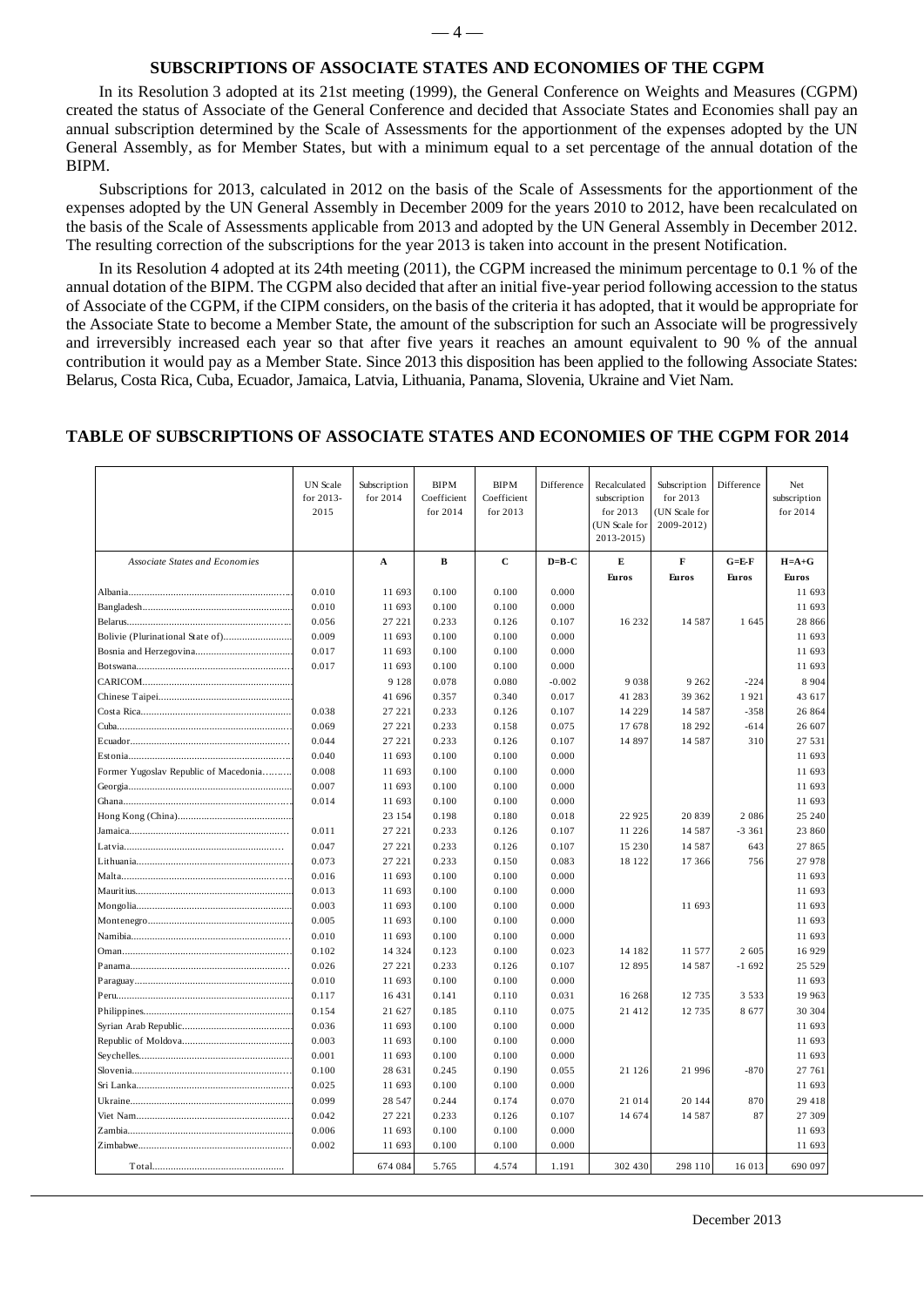## SUBSCRIPTIONS OF ASSOCIATE STATES AND ECONOMIES OF THE CGPM

In its Resolution 3 adopted at its 21st meeting (1999), the General Conference on Weights and Measures (CGPM) created the status of Associate of the General Conference and decided that Associate States and Economies shall pay an annual subscription determined by the Scale of Assessments for the apportionment of the expenses adopted by the UN General Assembly, as for Member States, but with a minimum equal to a set percentage of the annual dotation of the BIPM.

Subscriptions for 2013, calculated in 2012 on the basis of the Scale of Assessments for the apportionment of the expenses adopted by the UN General Assembly in December 2009 for the years 2010 to 2012, have been recalculated on the basis of the Scale of Assessments applicable from 2013 and adopted by the UN General Assembly in December 2012. The resulting correction of the subscriptions for the year 2013 is taken into account in the present Notification.

In its Resolution 4 adopted at its 24th meeting (2011), the CGPM increased the minimum percentage to 0.1 % of the annual dotation of the BIPM. The CGPM also decided that after an initial five-year period following accession to the status of Associate of the CGPM, if the CIPM considers, on the basis of the criteria it has adopted, that it would be appropriate for the Associate State to become a Member State, the amount of the subscription for such an Associate will be progressively and irreversibly increased each year so that after five years it reaches an amount equivalent to 90 % of the annual contribution it would pay as a Member State. Since 2013 this disposition has been applied to the following Associate States: Belarus, Costa Rica, Cuba, Ecuador, Jamaica, Latvia, Lithuania, Panama, Slovenia, Ukraine and Viet Nam.

## TABLE OF SUBSCRIPTIONS OF ASSOCIATE STATES AND ECONOMIES OF THE CGPM FOR 2014

| | UN Scale for 2013-2015 | Subscription for 2014 | BIPM Coefficient for 2014 | BIPM Coefficient for 2013 | Difference | Recalculated subscription for 2013 (UN Scale for 2013-2015) | Subscription for 2013 (UN Scale for 2009-2012) | Difference | Net subscription for 2014 |
|---|---|---|---|---|---|---|---|---|---|
| *Associate States and Economies* | | A | B | C | D=B-C | E | F | G=E-F | H=A+G |
| | | | | | | Euros | Euros | Euros | Euros |
| Albania | 0.010 | 11 693 | 0.100 | 0.100 | 0.000 | | | | 11 693 |
| Bangladesh | 0.010 | 11 693 | 0.100 | 0.100 | 0.000 | | | | 11 693 |
| Belarus | 0.056 | 27 221 | 0.233 | 0.126 | 0.107 | 16 232 | 14 587 | 1 645 | 28 866 |
| Bolivie (Plurinational State of) | 0.009 | 11 693 | 0.100 | 0.100 | 0.000 | | | | 11 693 |
| Bosnia and Herzegovina | 0.017 | 11 693 | 0.100 | 0.100 | 0.000 | | | | 11 693 |
| Botswana | 0.017 | 11 693 | 0.100 | 0.100 | 0.000 | | | | 11 693 |
| CARICOM | | 9 128 | 0.078 | 0.080 | -0.002 | 9 038 | 9 262 | -224 | 8 904 |
| Chinese Taipei | | 41 696 | 0.357 | 0.340 | 0.017 | 41 283 | 39 362 | 1 921 | 43 617 |
| Costa Rica | 0.038 | 27 221 | 0.233 | 0.126 | 0.107 | 14 229 | 14 587 | -358 | 26 864 |
| Cuba | 0.069 | 27 221 | 0.233 | 0.158 | 0.075 | 17 678 | 18 292 | -614 | 26 607 |
| Ecuador | 0.044 | 27 221 | 0.233 | 0.126 | 0.107 | 14 897 | 14 587 | 310 | 27 531 |
| Estonia | 0.040 | 11 693 | 0.100 | 0.100 | 0.000 | | | | 11 693 |
| Former Yugoslav Republic of Macedonia | 0.008 | 11 693 | 0.100 | 0.100 | 0.000 | | | | 11 693 |
| Georgia | 0.007 | 11 693 | 0.100 | 0.100 | 0.000 | | | | 11 693 |
| Ghana | 0.014 | 11 693 | 0.100 | 0.100 | 0.000 | | | | 11 693 |
| Hong Kong (China) | | 23 154 | 0.198 | 0.180 | 0.018 | 22 925 | 20 839 | 2 086 | 25 240 |
| Jamaica | 0.011 | 27 221 | 0.233 | 0.126 | 0.107 | 11 226 | 14 587 | -3 361 | 23 860 |
| Latvia | 0.047 | 27 221 | 0.233 | 0.126 | 0.107 | 15 230 | 14 587 | 643 | 27 865 |
| Lithuania | 0.073 | 27 221 | 0.233 | 0.150 | 0.083 | 18 122 | 17 366 | 756 | 27 978 |
| Malta | 0.016 | 11 693 | 0.100 | 0.100 | 0.000 | | | | 11 693 |
| Mauritius | 0.013 | 11 693 | 0.100 | 0.100 | 0.000 | | | | 11 693 |
| Mongolia | 0.003 | 11 693 | 0.100 | 0.100 | 0.000 | | 11 693 | | 11 693 |
| Montenegro | 0.005 | 11 693 | 0.100 | 0.100 | 0.000 | | | | 11 693 |
| Namibia | 0.010 | 11 693 | 0.100 | 0.100 | 0.000 | | | | 11 693 |
| Oman | 0.102 | 14 324 | 0.123 | 0.100 | 0.023 | 14 182 | 11 577 | 2 605 | 16 929 |
| Panama | 0.026 | 27 221 | 0.233 | 0.126 | 0.107 | 12 895 | 14 587 | -1 692 | 25 529 |
| Paraguay | 0.010 | 11 693 | 0.100 | 0.100 | 0.000 | | | | 11 693 |
| Peru | 0.117 | 16 431 | 0.141 | 0.110 | 0.031 | 16 268 | 12 735 | 3 533 | 19 963 |
| Philippines | 0.154 | 21 627 | 0.185 | 0.110 | 0.075 | 21 412 | 12 735 | 8 677 | 30 304 |
| Syrian Arab Republic | 0.036 | 11 693 | 0.100 | 0.100 | 0.000 | | | | 11 693 |
| Republic of Moldova | 0.003 | 11 693 | 0.100 | 0.100 | 0.000 | | | | 11 693 |
| Seychelles | 0.001 | 11 693 | 0.100 | 0.100 | 0.000 | | | | 11 693 |
| Slovenia | 0.100 | 28 631 | 0.245 | 0.190 | 0.055 | 21 126 | 21 996 | -870 | 27 761 |
| Sri Lanka | 0.025 | 11 693 | 0.100 | 0.100 | 0.000 | | | | 11 693 |
| Ukraine | 0.099 | 28 547 | 0.244 | 0.174 | 0.070 | 21 014 | 20 144 | 870 | 29 418 |
| Viet Nam | 0.042 | 27 221 | 0.233 | 0.126 | 0.107 | 14 674 | 14 587 | 87 | 27 309 |
| Zambia | 0.006 | 11 693 | 0.100 | 0.100 | 0.000 | | | | 11 693 |
| Zimbabwe | 0.002 | 11 693 | 0.100 | 0.100 | 0.000 | | | | 11 693 |
| Total | | 674 084 | 5.765 | 4.574 | 1.191 | 302 430 | 298 110 | 16 013 | 690 097 |

December 2013